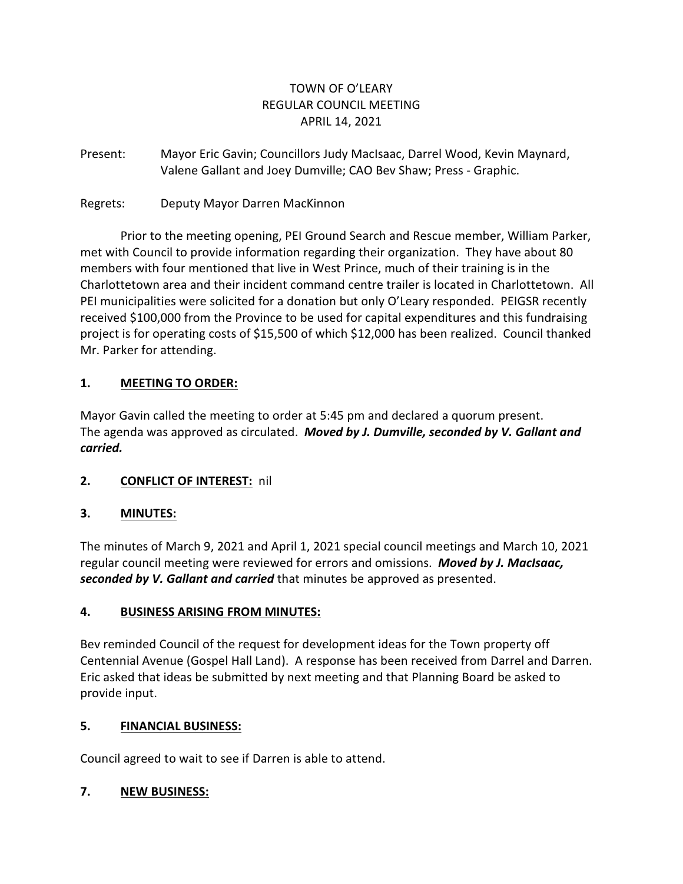# TOWN OF O'LEARY
## REGULAR COUNCIL MEETING
### APRIL 14, 2021

Present: Mayor Eric Gavin; Councillors Judy MacIsaac, Darrel Wood, Kevin Maynard, Valene Gallant and Joey Dumville; CAO Bev Shaw; Press - Graphic.

Regrets: Deputy Mayor Darren MacKinnon

Prior to the meeting opening, PEI Ground Search and Rescue member, William Parker, met with Council to provide information regarding their organization. They have about 80 members with four mentioned that live in West Prince, much of their training is in the Charlottetown area and their incident command centre trailer is located in Charlottetown. All PEI municipalities were solicited for a donation but only O'Leary responded. PEIGSR recently received $100,000 from the Province to be used for capital expenditures and this fundraising project is for operating costs of $15,500 of which $12,000 has been realized. Council thanked Mr. Parker for attending.

**1. <u>MEETING TO ORDER:</u>**

Mayor Gavin called the meeting to order at 5:45 pm and declared a quorum present. The agenda was approved as circulated. ***Moved by J. Dumville, seconded by V. Gallant and carried.***

**2. <u>CONFLICT OF INTEREST:</u>** nil

**3. <u>MINUTES:</u>**

The minutes of March 9, 2021 and April 1, 2021 special council meetings and March 10, 2021 regular council meeting were reviewed for errors and omissions. ***Moved by J. MacIsaac, seconded by V. Gallant and carried*** that minutes be approved as presented.

**4. <u>BUSINESS ARISING FROM MINUTES:</u>**

Bev reminded Council of the request for development ideas for the Town property off Centennial Avenue (Gospel Hall Land). A response has been received from Darrel and Darren. Eric asked that ideas be submitted by next meeting and that Planning Board be asked to provide input.

**5. <u>FINANCIAL BUSINESS:</u>**

Council agreed to wait to see if Darren is able to attend.

**7. <u>NEW BUSINESS:</u>**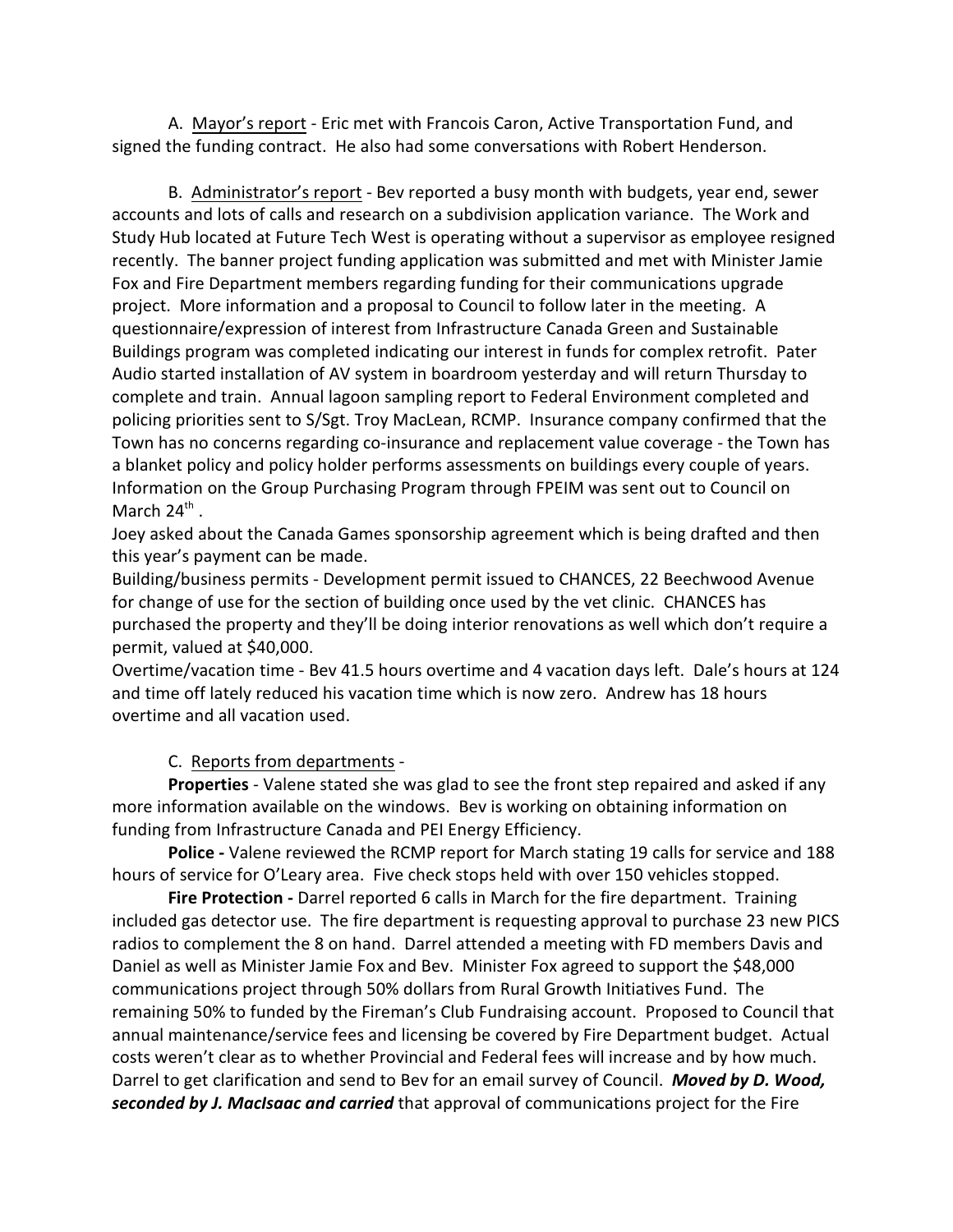A. Mayor's report - Eric met with Francois Caron, Active Transportation Fund, and signed the funding contract. He also had some conversations with Robert Henderson.

B. Administrator's report - Bev reported a busy month with budgets, year end, sewer accounts and lots of calls and research on a subdivision application variance. The Work and Study Hub located at Future Tech West is operating without a supervisor as employee resigned recently. The banner project funding application was submitted and met with Minister Jamie Fox and Fire Department members regarding funding for their communications upgrade project. More information and a proposal to Council to follow later in the meeting. A questionnaire/expression of interest from Infrastructure Canada Green and Sustainable Buildings program was completed indicating our interest in funds for complex retrofit. Pater Audio started installation of AV system in boardroom yesterday and will return Thursday to complete and train. Annual lagoon sampling report to Federal Environment completed and policing priorities sent to S/Sgt. Troy MacLean, RCMP. Insurance company confirmed that the Town has no concerns regarding co-insurance and replacement value coverage - the Town has a blanket policy and policy holder performs assessments on buildings every couple of years. Information on the Group Purchasing Program through FPEIM was sent out to Council on March 24th .

Joey asked about the Canada Games sponsorship agreement which is being drafted and then this year's payment can be made.

Building/business permits - Development permit issued to CHANCES, 22 Beechwood Avenue for change of use for the section of building once used by the vet clinic. CHANCES has purchased the property and they'll be doing interior renovations as well which don't require a permit, valued at $40,000.

Overtime/vacation time - Bev 41.5 hours overtime and 4 vacation days left. Dale's hours at 124 and time off lately reduced his vacation time which is now zero. Andrew has 18 hours overtime and all vacation used.

C. Reports from departments -

**Properties** - Valene stated she was glad to see the front step repaired and asked if any more information available on the windows. Bev is working on obtaining information on funding from Infrastructure Canada and PEI Energy Efficiency.

**Police -** Valene reviewed the RCMP report for March stating 19 calls for service and 188 hours of service for O'Leary area. Five check stops held with over 150 vehicles stopped.

**Fire Protection -** Darrel reported 6 calls in March for the fire department. Training included gas detector use. The fire department is requesting approval to purchase 23 new PICS radios to complement the 8 on hand. Darrel attended a meeting with FD members Davis and Daniel as well as Minister Jamie Fox and Bev. Minister Fox agreed to support the $48,000 communications project through 50% dollars from Rural Growth Initiatives Fund. The remaining 50% to funded by the Fireman's Club Fundraising account. Proposed to Council that annual maintenance/service fees and licensing be covered by Fire Department budget. Actual costs weren't clear as to whether Provincial and Federal fees will increase and by how much. Darrel to get clarification and send to Bev for an email survey of Council. ***Moved by D. Wood, seconded by J. MacIsaac and carried*** that approval of communications project for the Fire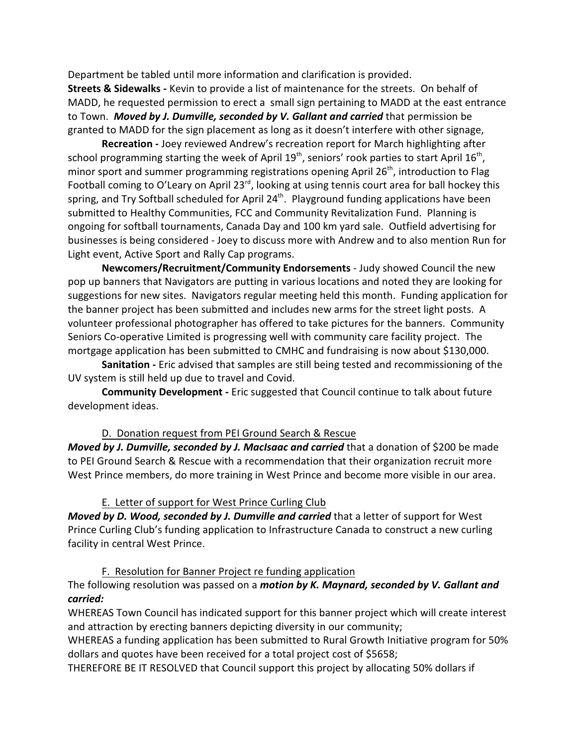Department be tabled until more information and clarification is provided.

**Streets & Sidewalks -** Kevin to provide a list of maintenance for the streets. On behalf of MADD, he requested permission to erect a small sign pertaining to MADD at the east entrance to Town. ***Moved by J. Dumville, seconded by V. Gallant and carried*** that permission be granted to MADD for the sign placement as long as it doesn't interfere with other signage,

**Recreation -** Joey reviewed Andrew's recreation report for March highlighting after school programming starting the week of April 19th, seniors' rook parties to start April 16th, minor sport and summer programming registrations opening April 26th, introduction to Flag Football coming to O'Leary on April 23rd, looking at using tennis court area for ball hockey this spring, and Try Softball scheduled for April 24th. Playground funding applications have been submitted to Healthy Communities, FCC and Community Revitalization Fund. Planning is ongoing for softball tournaments, Canada Day and 100 km yard sale. Outfield advertising for businesses is being considered - Joey to discuss more with Andrew and to also mention Run for Light event, Active Sport and Rally Cap programs.

**Newcomers/Recruitment/Community Endorsements** - Judy showed Council the new pop up banners that Navigators are putting in various locations and noted they are looking for suggestions for new sites. Navigators regular meeting held this month. Funding application for the banner project has been submitted and includes new arms for the street light posts. A volunteer professional photographer has offered to take pictures for the banners. Community Seniors Co-operative Limited is progressing well with community care facility project. The mortgage application has been submitted to CMHC and fundraising is now about $130,000.

**Sanitation -** Eric advised that samples are still being tested and recommissioning of the UV system is still held up due to travel and Covid.

**Community Development -** Eric suggested that Council continue to talk about future development ideas.

D. Donation request from PEI Ground Search & Rescue

***Moved by J. Dumville, seconded by J. MacIsaac and carried*** that a donation of $200 be made to PEI Ground Search & Rescue with a recommendation that their organization recruit more West Prince members, do more training in West Prince and become more visible in our area.

E. Letter of support for West Prince Curling Club

***Moved by D. Wood, seconded by J. Dumville and carried*** that a letter of support for West Prince Curling Club's funding application to Infrastructure Canada to construct a new curling facility in central West Prince.

F. Resolution for Banner Project re funding application

The following resolution was passed on a ***motion by K. Maynard, seconded by V. Gallant and carried:***

WHEREAS Town Council has indicated support for this banner project which will create interest and attraction by erecting banners depicting diversity in our community;

WHEREAS a funding application has been submitted to Rural Growth Initiative program for 50% dollars and quotes have been received for a total project cost of $5658;

THEREFORE BE IT RESOLVED that Council support this project by allocating 50% dollars if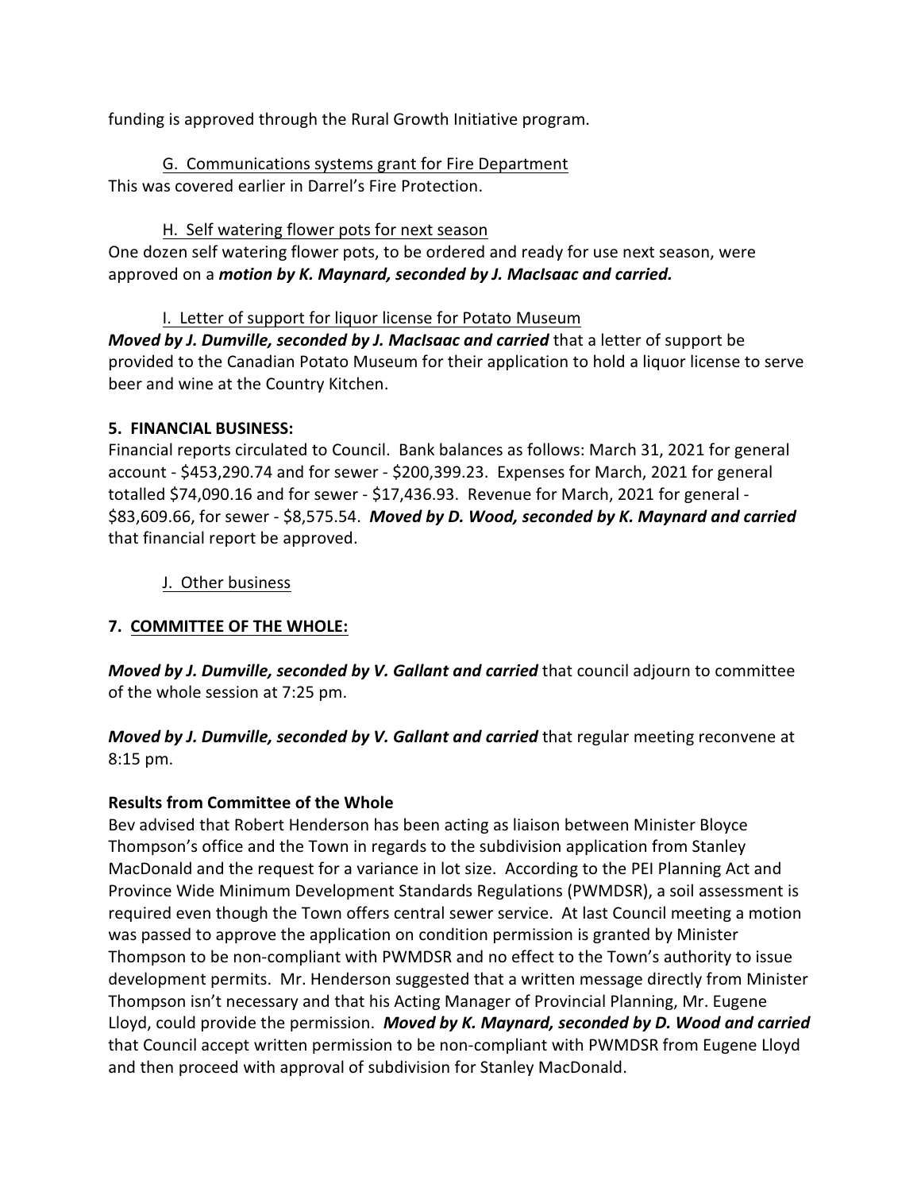funding is approved through the Rural Growth Initiative program.

G. Communications systems grant for Fire Department

This was covered earlier in Darrel's Fire Protection.

H. Self watering flower pots for next season

One dozen self watering flower pots, to be ordered and ready for use next season, were approved on a ***motion by K. Maynard, seconded by J. MacIsaac and carried.***

I. Letter of support for liquor license for Potato Museum

***Moved by J. Dumville, seconded by J. MacIsaac and carried*** that a letter of support be provided to the Canadian Potato Museum for their application to hold a liquor license to serve beer and wine at the Country Kitchen.

**5. FINANCIAL BUSINESS:**

Financial reports circulated to Council. Bank balances as follows: March 31, 2021 for general account - $453,290.74 and for sewer - $200,399.23. Expenses for March, 2021 for general totalled $74,090.16 and for sewer - $17,436.93. Revenue for March, 2021 for general - $83,609.66, for sewer - $8,575.54. ***Moved by D. Wood, seconded by K. Maynard and carried*** that financial report be approved.

J. Other business

**7. COMMITTEE OF THE WHOLE:**

***Moved by J. Dumville, seconded by V. Gallant and carried*** that council adjourn to committee of the whole session at 7:25 pm.

***Moved by J. Dumville, seconded by V. Gallant and carried*** that regular meeting reconvene at 8:15 pm.

**Results from Committee of the Whole**

Bev advised that Robert Henderson has been acting as liaison between Minister Bloyce Thompson's office and the Town in regards to the subdivision application from Stanley MacDonald and the request for a variance in lot size. According to the PEI Planning Act and Province Wide Minimum Development Standards Regulations (PWMDSR), a soil assessment is required even though the Town offers central sewer service. At last Council meeting a motion was passed to approve the application on condition permission is granted by Minister Thompson to be non-compliant with PWMDSR and no effect to the Town's authority to issue development permits. Mr. Henderson suggested that a written message directly from Minister Thompson isn't necessary and that his Acting Manager of Provincial Planning, Mr. Eugene Lloyd, could provide the permission. ***Moved by K. Maynard, seconded by D. Wood and carried*** that Council accept written permission to be non-compliant with PWMDSR from Eugene Lloyd and then proceed with approval of subdivision for Stanley MacDonald.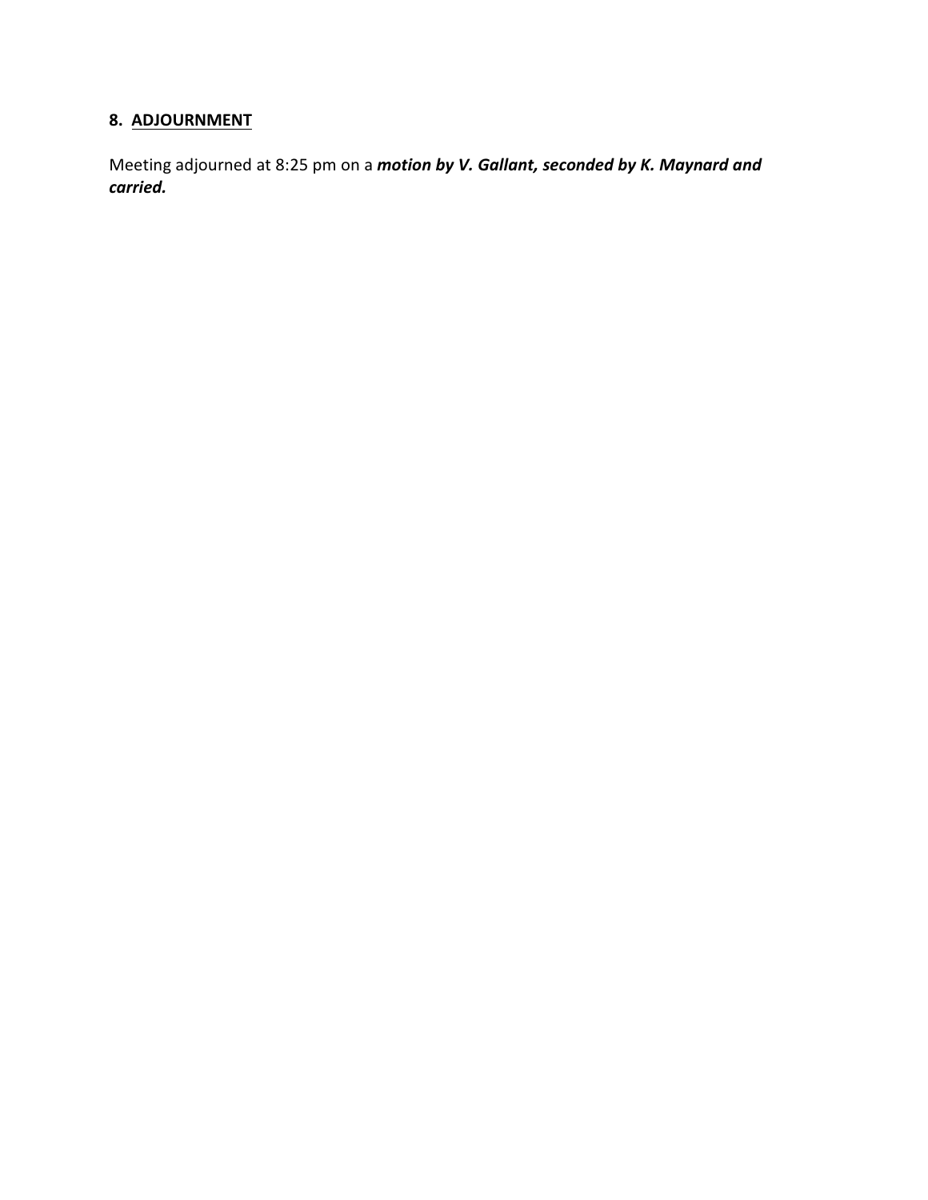## 8. ADJOURNMENT

Meeting adjourned at 8:25 pm on a ***motion by V. Gallant, seconded by K. Maynard and carried.***